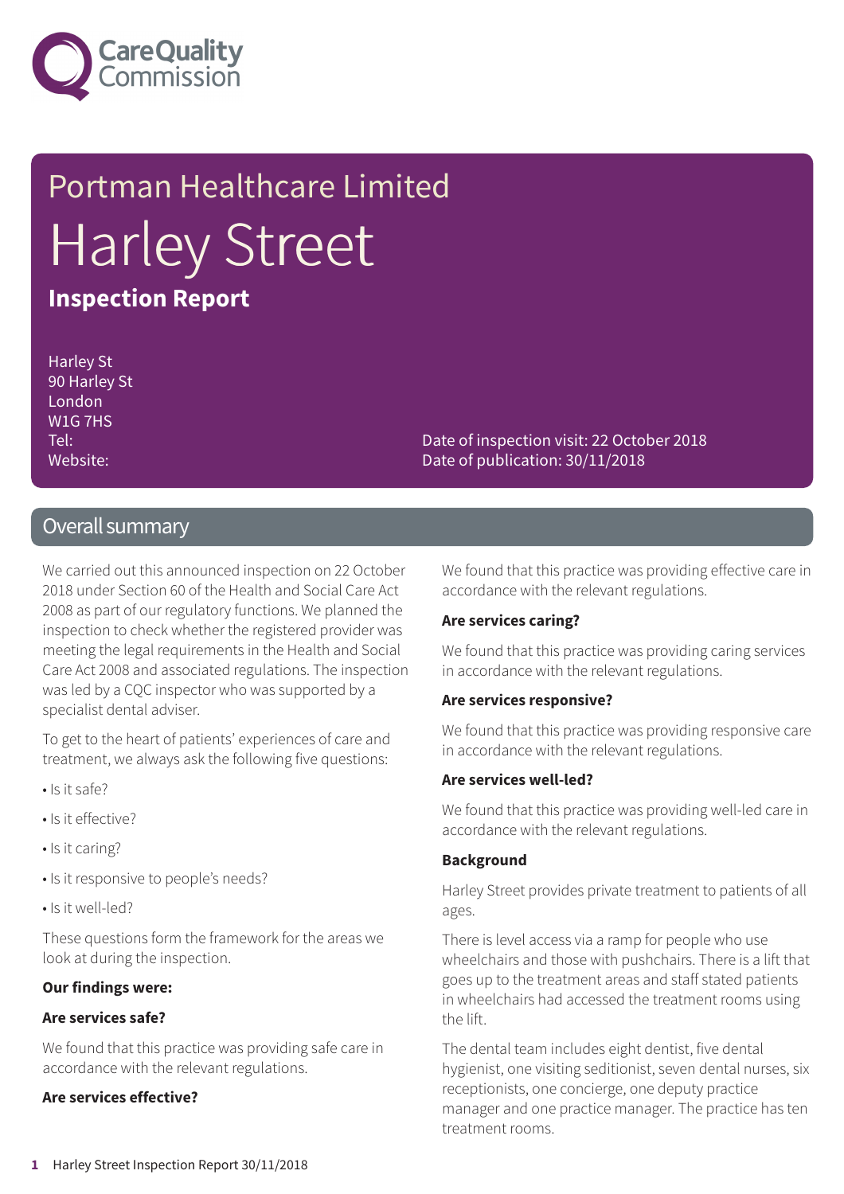Care Quality Commission

# Portman Healthcare Limited

# Harley Street

## Inspection Report

Harley St
90 Harley St
London
W1G 7HS
Tel:
Website:

Date of inspection visit: 22 October 2018
Date of publication: 30/11/2018

## Overall summary

We carried out this announced inspection on 22 October 2018 under Section 60 of the Health and Social Care Act 2008 as part of our regulatory functions. We planned the inspection to check whether the registered provider was meeting the legal requirements in the Health and Social Care Act 2008 and associated regulations. The inspection was led by a CQC inspector who was supported by a specialist dental adviser.

To get to the heart of patients' experiences of care and treatment, we always ask the following five questions:

- Is it safe?
- Is it effective?
- Is it caring?
- Is it responsive to people's needs?
- Is it well-led?

These questions form the framework for the areas we look at during the inspection.

**Our findings were:**

**Are services safe?**

We found that this practice was providing safe care in accordance with the relevant regulations.

**Are services effective?**

We found that this practice was providing effective care in accordance with the relevant regulations.

**Are services caring?**

We found that this practice was providing caring services in accordance with the relevant regulations.

**Are services responsive?**

We found that this practice was providing responsive care in accordance with the relevant regulations.

**Are services well-led?**

We found that this practice was providing well-led care in accordance with the relevant regulations.

**Background**

Harley Street provides private treatment to patients of all ages.

There is level access via a ramp for people who use wheelchairs and those with pushchairs. There is a lift that goes up to the treatment areas and staff stated patients in wheelchairs had accessed the treatment rooms using the lift.

The dental team includes eight dentist, five dental hygienist, one visiting seditionist, seven dental nurses, six receptionists, one concierge, one deputy practice manager and one practice manager. The practice has ten treatment rooms.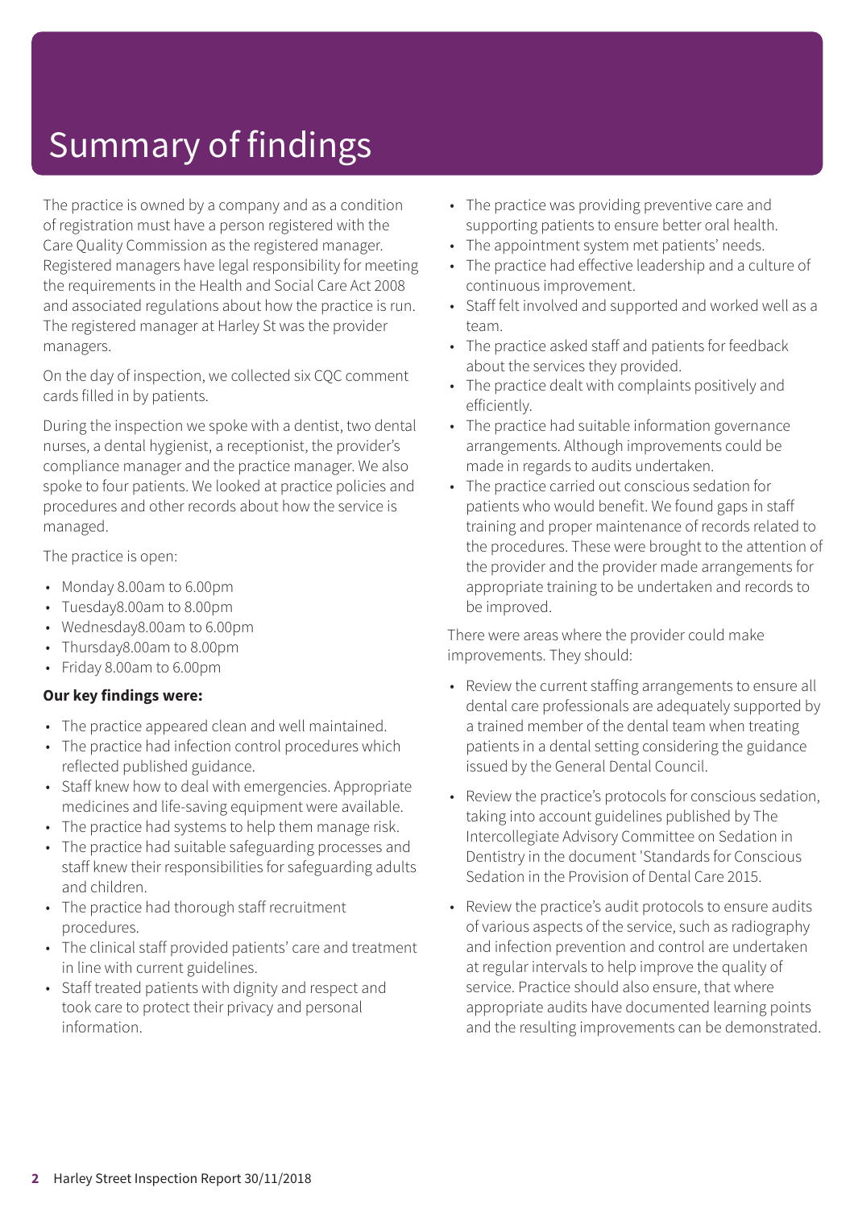# Summary of findings

The practice is owned by a company and as a condition of registration must have a person registered with the Care Quality Commission as the registered manager. Registered managers have legal responsibility for meeting the requirements in the Health and Social Care Act 2008 and associated regulations about how the practice is run. The registered manager at Harley St was the provider managers.

On the day of inspection, we collected six CQC comment cards filled in by patients.

During the inspection we spoke with a dentist, two dental nurses, a dental hygienist, a receptionist, the provider's compliance manager and the practice manager. We also spoke to four patients. We looked at practice policies and procedures and other records about how the service is managed.

The practice is open:

- Monday 8.00am to 6.00pm
- Tuesday8.00am to 8.00pm
- Wednesday8.00am to 6.00pm
- Thursday8.00am to 8.00pm
- Friday 8.00am to 6.00pm

**Our key findings were:**

- The practice appeared clean and well maintained.
- The practice had infection control procedures which reflected published guidance.
- Staff knew how to deal with emergencies. Appropriate medicines and life-saving equipment were available.
- The practice had systems to help them manage risk.
- The practice had suitable safeguarding processes and staff knew their responsibilities for safeguarding adults and children.
- The practice had thorough staff recruitment procedures.
- The clinical staff provided patients' care and treatment in line with current guidelines.
- Staff treated patients with dignity and respect and took care to protect their privacy and personal information.
- The practice was providing preventive care and supporting patients to ensure better oral health.
- The appointment system met patients' needs.
- The practice had effective leadership and a culture of continuous improvement.
- Staff felt involved and supported and worked well as a team.
- The practice asked staff and patients for feedback about the services they provided.
- The practice dealt with complaints positively and efficiently.
- The practice had suitable information governance arrangements. Although improvements could be made in regards to audits undertaken.
- The practice carried out conscious sedation for patients who would benefit. We found gaps in staff training and proper maintenance of records related to the procedures. These were brought to the attention of the provider and the provider made arrangements for appropriate training to be undertaken and records to be improved.

There were areas where the provider could make improvements. They should:

- Review the current staffing arrangements to ensure all dental care professionals are adequately supported by a trained member of the dental team when treating patients in a dental setting considering the guidance issued by the General Dental Council.
- Review the practice's protocols for conscious sedation, taking into account guidelines published by The Intercollegiate Advisory Committee on Sedation in Dentistry in the document 'Standards for Conscious Sedation in the Provision of Dental Care 2015.
- Review the practice's audit protocols to ensure audits of various aspects of the service, such as radiography and infection prevention and control are undertaken at regular intervals to help improve the quality of service. Practice should also ensure, that where appropriate audits have documented learning points and the resulting improvements can be demonstrated.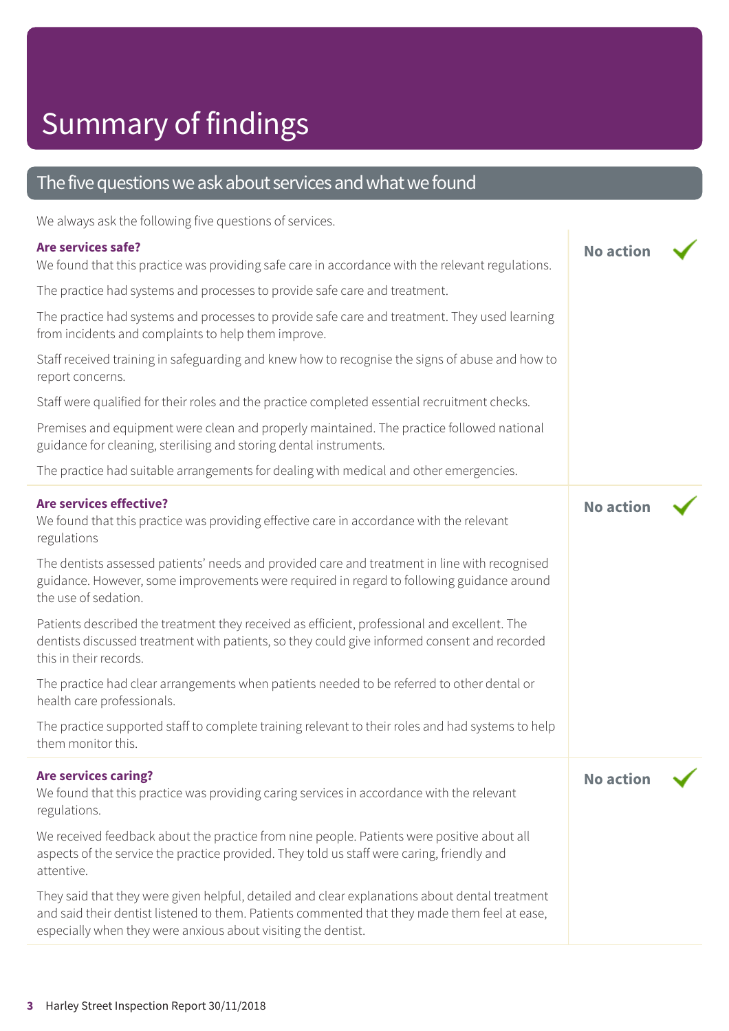# Summary of findings

## The five questions we ask about services and what we found

We always ask the following five questions of services.

### Are services safe?

**No action** ✓

We found that this practice was providing safe care in accordance with the relevant regulations.

The practice had systems and processes to provide safe care and treatment.

The practice had systems and processes to provide safe care and treatment. They used learning from incidents and complaints to help them improve.

Staff received training in safeguarding and knew how to recognise the signs of abuse and how to report concerns.

Staff were qualified for their roles and the practice completed essential recruitment checks.

Premises and equipment were clean and properly maintained. The practice followed national guidance for cleaning, sterilising and storing dental instruments.

The practice had suitable arrangements for dealing with medical and other emergencies.

### Are services effective?

**No action** ✓

We found that this practice was providing effective care in accordance with the relevant regulations

The dentists assessed patients' needs and provided care and treatment in line with recognised guidance. However, some improvements were required in regard to following guidance around the use of sedation.

Patients described the treatment they received as efficient, professional and excellent. The dentists discussed treatment with patients, so they could give informed consent and recorded this in their records.

The practice had clear arrangements when patients needed to be referred to other dental or health care professionals.

The practice supported staff to complete training relevant to their roles and had systems to help them monitor this.

### Are services caring?

**No action** ✓

We found that this practice was providing caring services in accordance with the relevant regulations.

We received feedback about the practice from nine people. Patients were positive about all aspects of the service the practice provided. They told us staff were caring, friendly and attentive.

They said that they were given helpful, detailed and clear explanations about dental treatment and said their dentist listened to them. Patients commented that they made them feel at ease, especially when they were anxious about visiting the dentist.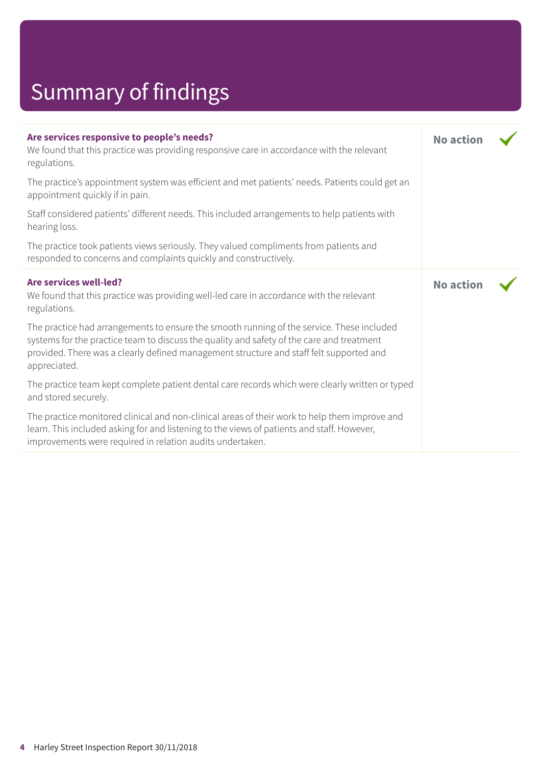# Summary of findings

| | |
|---|---|
| **Are services responsive to people's needs?**<br>We found that this practice was providing responsive care in accordance with the relevant regulations.<br><br>The practice's appointment system was efficient and met patients' needs. Patients could get an appointment quickly if in pain.<br><br>Staff considered patients' different needs. This included arrangements to help patients with hearing loss.<br><br>The practice took patients views seriously. They valued compliments from patients and responded to concerns and complaints quickly and constructively. | **No action** ✓ |
| **Are services well-led?**<br>We found that this practice was providing well-led care in accordance with the relevant regulations.<br><br>The practice had arrangements to ensure the smooth running of the service. These included systems for the practice team to discuss the quality and safety of the care and treatment provided. There was a clearly defined management structure and staff felt supported and appreciated.<br><br>The practice team kept complete patient dental care records which were clearly written or typed and stored securely.<br><br>The practice monitored clinical and non-clinical areas of their work to help them improve and learn. This included asking for and listening to the views of patients and staff. However, improvements were required in relation audits undertaken. | **No action** ✓ |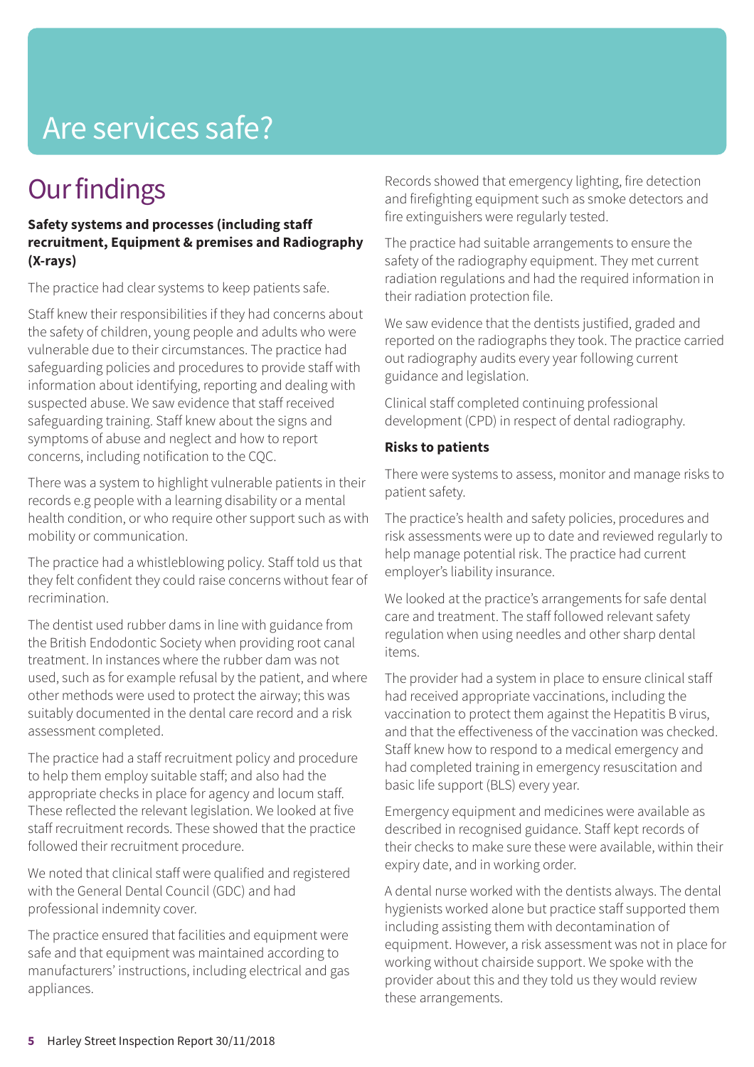# Are services safe?

## Our findings

**Safety systems and processes (including staff recruitment, Equipment & premises and Radiography (X-rays)**

The practice had clear systems to keep patients safe.

Staff knew their responsibilities if they had concerns about the safety of children, young people and adults who were vulnerable due to their circumstances. The practice had safeguarding policies and procedures to provide staff with information about identifying, reporting and dealing with suspected abuse. We saw evidence that staff received safeguarding training. Staff knew about the signs and symptoms of abuse and neglect and how to report concerns, including notification to the CQC.

There was a system to highlight vulnerable patients in their records e.g people with a learning disability or a mental health condition, or who require other support such as with mobility or communication.

The practice had a whistleblowing policy. Staff told us that they felt confident they could raise concerns without fear of recrimination.

The dentist used rubber dams in line with guidance from the British Endodontic Society when providing root canal treatment. In instances where the rubber dam was not used, such as for example refusal by the patient, and where other methods were used to protect the airway; this was suitably documented in the dental care record and a risk assessment completed.

The practice had a staff recruitment policy and procedure to help them employ suitable staff; and also had the appropriate checks in place for agency and locum staff. These reflected the relevant legislation. We looked at five staff recruitment records. These showed that the practice followed their recruitment procedure.

We noted that clinical staff were qualified and registered with the General Dental Council (GDC) and had professional indemnity cover.

The practice ensured that facilities and equipment were safe and that equipment was maintained according to manufacturers' instructions, including electrical and gas appliances.

Records showed that emergency lighting, fire detection and firefighting equipment such as smoke detectors and fire extinguishers were regularly tested.

The practice had suitable arrangements to ensure the safety of the radiography equipment. They met current radiation regulations and had the required information in their radiation protection file.

We saw evidence that the dentists justified, graded and reported on the radiographs they took. The practice carried out radiography audits every year following current guidance and legislation.

Clinical staff completed continuing professional development (CPD) in respect of dental radiography.

**Risks to patients**

There were systems to assess, monitor and manage risks to patient safety.

The practice's health and safety policies, procedures and risk assessments were up to date and reviewed regularly to help manage potential risk. The practice had current employer's liability insurance.

We looked at the practice's arrangements for safe dental care and treatment. The staff followed relevant safety regulation when using needles and other sharp dental items.

The provider had a system in place to ensure clinical staff had received appropriate vaccinations, including the vaccination to protect them against the Hepatitis B virus, and that the effectiveness of the vaccination was checked. Staff knew how to respond to a medical emergency and had completed training in emergency resuscitation and basic life support (BLS) every year.

Emergency equipment and medicines were available as described in recognised guidance. Staff kept records of their checks to make sure these were available, within their expiry date, and in working order.

A dental nurse worked with the dentists always. The dental hygienists worked alone but practice staff supported them including assisting them with decontamination of equipment. However, a risk assessment was not in place for working without chairside support. We spoke with the provider about this and they told us they would review these arrangements.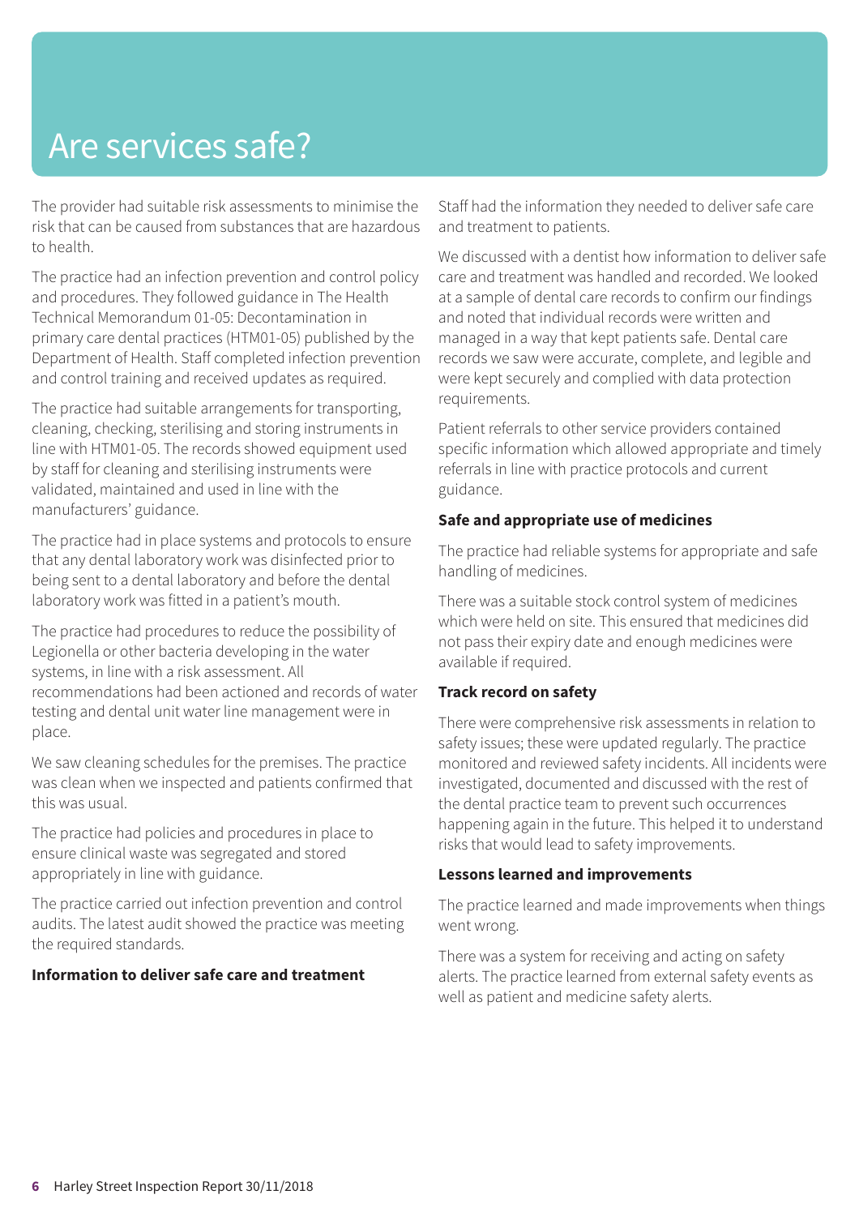# Are services safe?

The provider had suitable risk assessments to minimise the risk that can be caused from substances that are hazardous to health.

The practice had an infection prevention and control policy and procedures. They followed guidance in The Health Technical Memorandum 01-05: Decontamination in primary care dental practices (HTM01-05) published by the Department of Health. Staff completed infection prevention and control training and received updates as required.

The practice had suitable arrangements for transporting, cleaning, checking, sterilising and storing instruments in line with HTM01-05. The records showed equipment used by staff for cleaning and sterilising instruments were validated, maintained and used in line with the manufacturers' guidance.

The practice had in place systems and protocols to ensure that any dental laboratory work was disinfected prior to being sent to a dental laboratory and before the dental laboratory work was fitted in a patient's mouth.

The practice had procedures to reduce the possibility of Legionella or other bacteria developing in the water systems, in line with a risk assessment. All recommendations had been actioned and records of water testing and dental unit water line management were in place.

We saw cleaning schedules for the premises. The practice was clean when we inspected and patients confirmed that this was usual.

The practice had policies and procedures in place to ensure clinical waste was segregated and stored appropriately in line with guidance.

The practice carried out infection prevention and control audits. The latest audit showed the practice was meeting the required standards.

**Information to deliver safe care and treatment**

Staff had the information they needed to deliver safe care and treatment to patients.

We discussed with a dentist how information to deliver safe care and treatment was handled and recorded. We looked at a sample of dental care records to confirm our findings and noted that individual records were written and managed in a way that kept patients safe. Dental care records we saw were accurate, complete, and legible and were kept securely and complied with data protection requirements.

Patient referrals to other service providers contained specific information which allowed appropriate and timely referrals in line with practice protocols and current guidance.

**Safe and appropriate use of medicines**

The practice had reliable systems for appropriate and safe handling of medicines.

There was a suitable stock control system of medicines which were held on site. This ensured that medicines did not pass their expiry date and enough medicines were available if required.

**Track record on safety**

There were comprehensive risk assessments in relation to safety issues; these were updated regularly. The practice monitored and reviewed safety incidents. All incidents were investigated, documented and discussed with the rest of the dental practice team to prevent such occurrences happening again in the future. This helped it to understand risks that would lead to safety improvements.

**Lessons learned and improvements**

The practice learned and made improvements when things went wrong.

There was a system for receiving and acting on safety alerts. The practice learned from external safety events as well as patient and medicine safety alerts.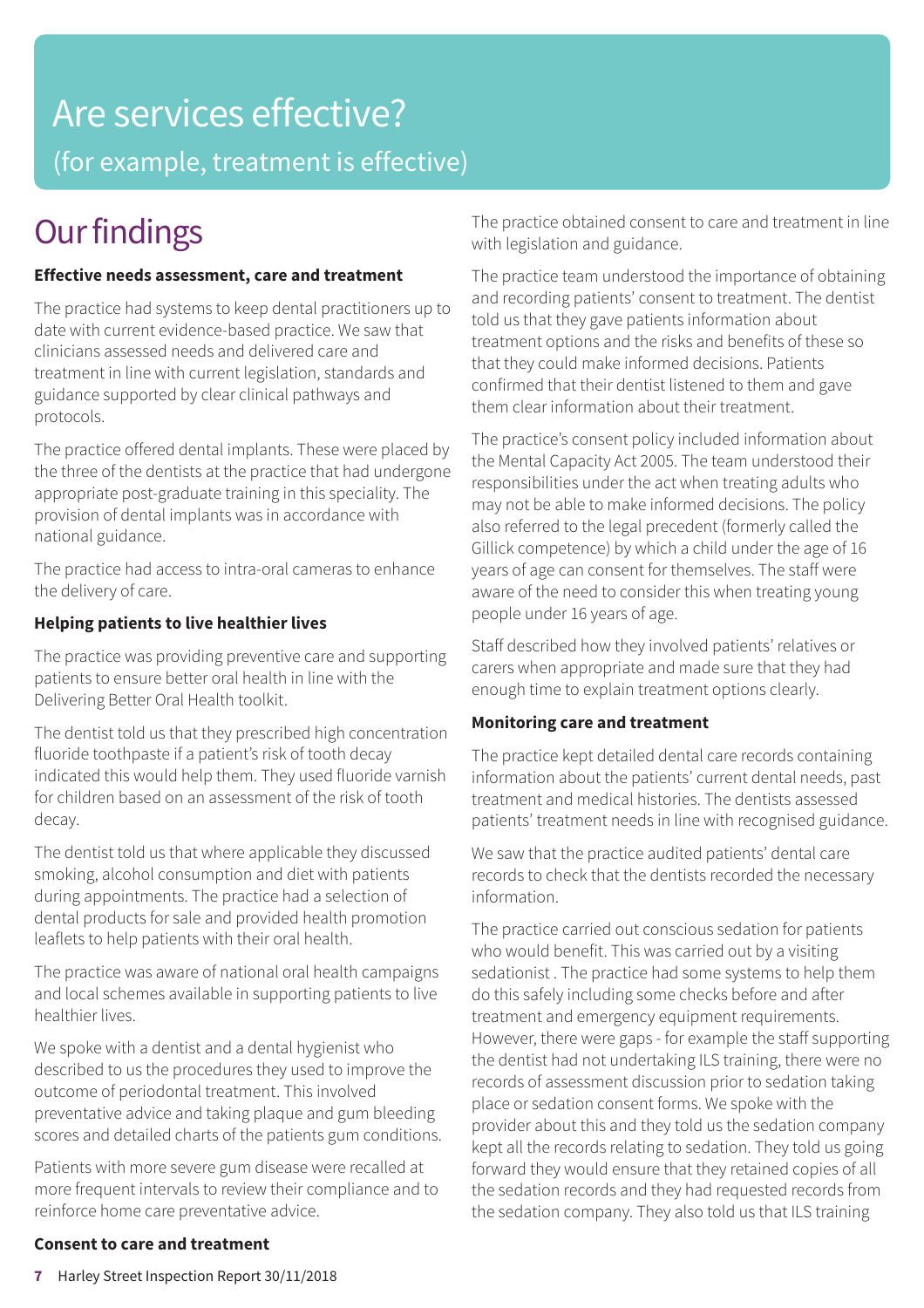# Are services effective?

(for example, treatment is effective)

## Our findings

**Effective needs assessment, care and treatment**

The practice had systems to keep dental practitioners up to date with current evidence-based practice. We saw that clinicians assessed needs and delivered care and treatment in line with current legislation, standards and guidance supported by clear clinical pathways and protocols.

The practice offered dental implants. These were placed by the three of the dentists at the practice that had undergone appropriate post-graduate training in this speciality. The provision of dental implants was in accordance with national guidance.

The practice had access to intra-oral cameras to enhance the delivery of care.

**Helping patients to live healthier lives**

The practice was providing preventive care and supporting patients to ensure better oral health in line with the Delivering Better Oral Health toolkit.

The dentist told us that they prescribed high concentration fluoride toothpaste if a patient's risk of tooth decay indicated this would help them. They used fluoride varnish for children based on an assessment of the risk of tooth decay.

The dentist told us that where applicable they discussed smoking, alcohol consumption and diet with patients during appointments. The practice had a selection of dental products for sale and provided health promotion leaflets to help patients with their oral health.

The practice was aware of national oral health campaigns and local schemes available in supporting patients to live healthier lives.

We spoke with a dentist and a dental hygienist who described to us the procedures they used to improve the outcome of periodontal treatment. This involved preventative advice and taking plaque and gum bleeding scores and detailed charts of the patients gum conditions.

Patients with more severe gum disease were recalled at more frequent intervals to review their compliance and to reinforce home care preventative advice.

**Consent to care and treatment**

The practice obtained consent to care and treatment in line with legislation and guidance.

The practice team understood the importance of obtaining and recording patients' consent to treatment. The dentist told us that they gave patients information about treatment options and the risks and benefits of these so that they could make informed decisions. Patients confirmed that their dentist listened to them and gave them clear information about their treatment.

The practice's consent policy included information about the Mental Capacity Act 2005. The team understood their responsibilities under the act when treating adults who may not be able to make informed decisions. The policy also referred to the legal precedent (formerly called the Gillick competence) by which a child under the age of 16 years of age can consent for themselves. The staff were aware of the need to consider this when treating young people under 16 years of age.

Staff described how they involved patients' relatives or carers when appropriate and made sure that they had enough time to explain treatment options clearly.

**Monitoring care and treatment**

The practice kept detailed dental care records containing information about the patients' current dental needs, past treatment and medical histories. The dentists assessed patients' treatment needs in line with recognised guidance.

We saw that the practice audited patients' dental care records to check that the dentists recorded the necessary information.

The practice carried out conscious sedation for patients who would benefit. This was carried out by a visiting sedationist . The practice had some systems to help them do this safely including some checks before and after treatment and emergency equipment requirements. However, there were gaps - for example the staff supporting the dentist had not undertaking ILS training, there were no records of assessment discussion prior to sedation taking place or sedation consent forms. We spoke with the provider about this and they told us the sedation company kept all the records relating to sedation. They told us going forward they would ensure that they retained copies of all the sedation records and they had requested records from the sedation company. They also told us that ILS training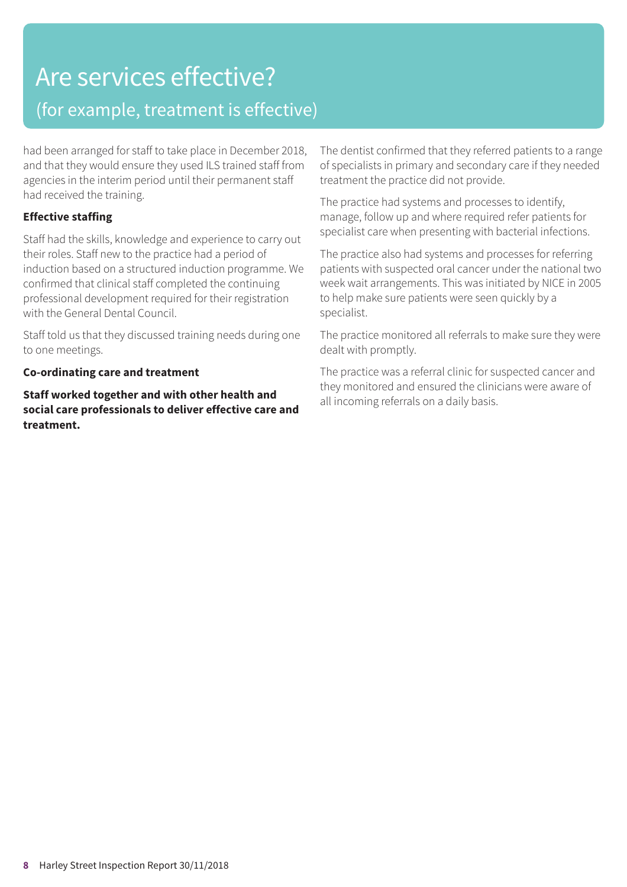# Are services effective?

## (for example, treatment is effective)

had been arranged for staff to take place in December 2018, and that they would ensure they used ILS trained staff from agencies in the interim period until their permanent staff had received the training.

**Effective staffing**

Staff had the skills, knowledge and experience to carry out their roles. Staff new to the practice had a period of induction based on a structured induction programme. We confirmed that clinical staff completed the continuing professional development required for their registration with the General Dental Council.

Staff told us that they discussed training needs during one to one meetings.

**Co-ordinating care and treatment**

**Staff worked together and with other health and social care professionals to deliver effective care and treatment.**

The dentist confirmed that they referred patients to a range of specialists in primary and secondary care if they needed treatment the practice did not provide.

The practice had systems and processes to identify, manage, follow up and where required refer patients for specialist care when presenting with bacterial infections.

The practice also had systems and processes for referring patients with suspected oral cancer under the national two week wait arrangements. This was initiated by NICE in 2005 to help make sure patients were seen quickly by a specialist.

The practice monitored all referrals to make sure they were dealt with promptly.

The practice was a referral clinic for suspected cancer and they monitored and ensured the clinicians were aware of all incoming referrals on a daily basis.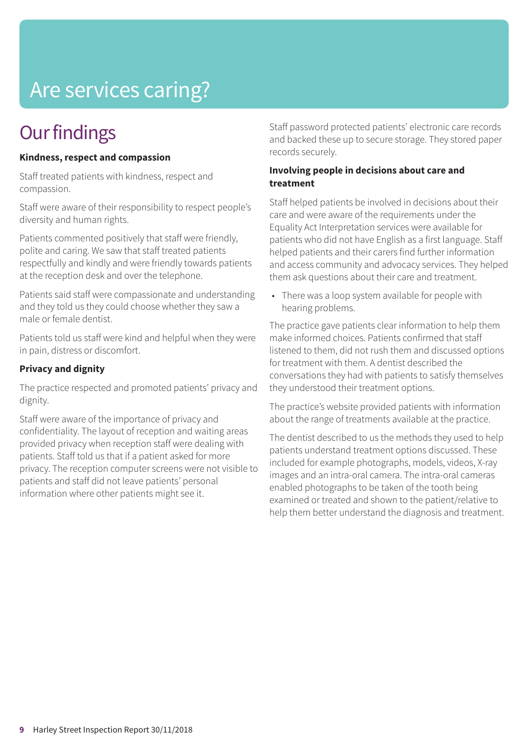# Are services caring?

## Our findings

**Kindness, respect and compassion**

Staff treated patients with kindness, respect and compassion.

Staff were aware of their responsibility to respect people's diversity and human rights.

Patients commented positively that staff were friendly, polite and caring. We saw that staff treated patients respectfully and kindly and were friendly towards patients at the reception desk and over the telephone.

Patients said staff were compassionate and understanding and they told us they could choose whether they saw a male or female dentist.

Patients told us staff were kind and helpful when they were in pain, distress or discomfort.

**Privacy and dignity**

The practice respected and promoted patients' privacy and dignity.

Staff were aware of the importance of privacy and confidentiality. The layout of reception and waiting areas provided privacy when reception staff were dealing with patients. Staff told us that if a patient asked for more privacy. The reception computer screens were not visible to patients and staff did not leave patients' personal information where other patients might see it.

Staff password protected patients' electronic care records and backed these up to secure storage. They stored paper records securely.

**Involving people in decisions about care and treatment**

Staff helped patients be involved in decisions about their care and were aware of the requirements under the Equality Act Interpretation services were available for patients who did not have English as a first language. Staff helped patients and their carers find further information and access community and advocacy services. They helped them ask questions about their care and treatment.

- There was a loop system available for people with hearing problems.

The practice gave patients clear information to help them make informed choices. Patients confirmed that staff listened to them, did not rush them and discussed options for treatment with them. A dentist described the conversations they had with patients to satisfy themselves they understood their treatment options.

The practice's website provided patients with information about the range of treatments available at the practice.

The dentist described to us the methods they used to help patients understand treatment options discussed. These included for example photographs, models, videos, X-ray images and an intra-oral camera. The intra-oral cameras enabled photographs to be taken of the tooth being examined or treated and shown to the patient/relative to help them better understand the diagnosis and treatment.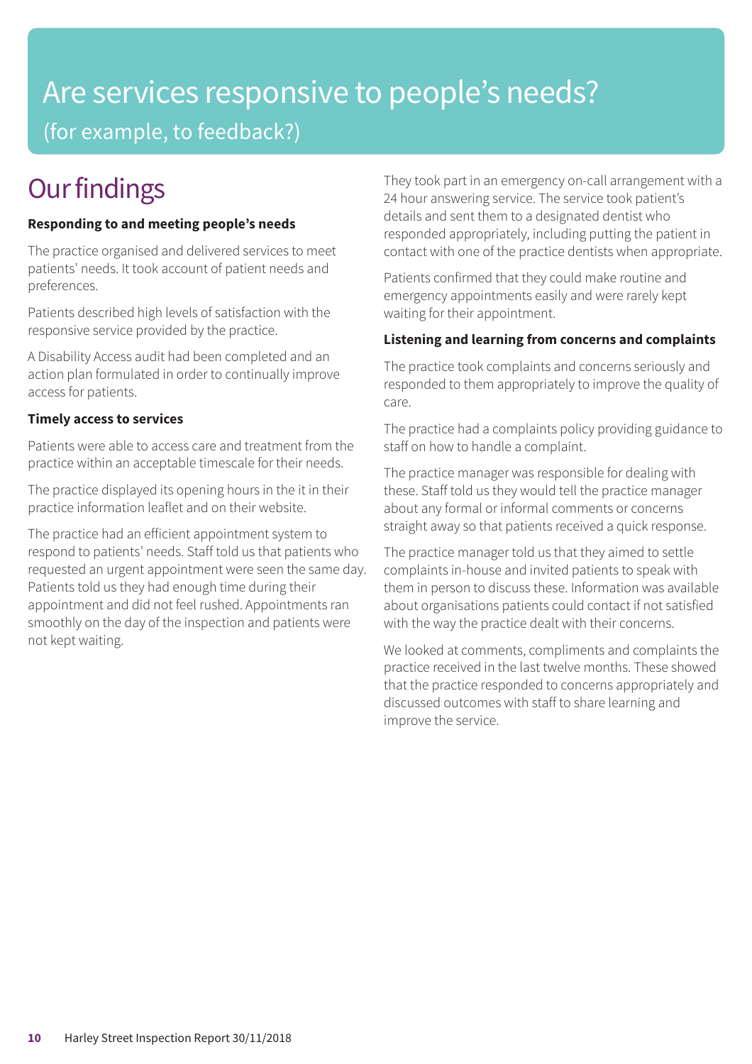# Are services responsive to people's needs?

(for example, to feedback?)

## Our findings

**Responding to and meeting people's needs**

The practice organised and delivered services to meet patients' needs. It took account of patient needs and preferences.

Patients described high levels of satisfaction with the responsive service provided by the practice.

A Disability Access audit had been completed and an action plan formulated in order to continually improve access for patients.

**Timely access to services**

Patients were able to access care and treatment from the practice within an acceptable timescale for their needs.

The practice displayed its opening hours in the it in their practice information leaflet and on their website.

The practice had an efficient appointment system to respond to patients' needs. Staff told us that patients who requested an urgent appointment were seen the same day. Patients told us they had enough time during their appointment and did not feel rushed. Appointments ran smoothly on the day of the inspection and patients were not kept waiting.

They took part in an emergency on-call arrangement with a 24 hour answering service. The service took patient's details and sent them to a designated dentist who responded appropriately, including putting the patient in contact with one of the practice dentists when appropriate.

Patients confirmed that they could make routine and emergency appointments easily and were rarely kept waiting for their appointment.

**Listening and learning from concerns and complaints**

The practice took complaints and concerns seriously and responded to them appropriately to improve the quality of care.

The practice had a complaints policy providing guidance to staff on how to handle a complaint.

The practice manager was responsible for dealing with these. Staff told us they would tell the practice manager about any formal or informal comments or concerns straight away so that patients received a quick response.

The practice manager told us that they aimed to settle complaints in-house and invited patients to speak with them in person to discuss these. Information was available about organisations patients could contact if not satisfied with the way the practice dealt with their concerns.

We looked at comments, compliments and complaints the practice received in the last twelve months. These showed that the practice responded to concerns appropriately and discussed outcomes with staff to share learning and improve the service.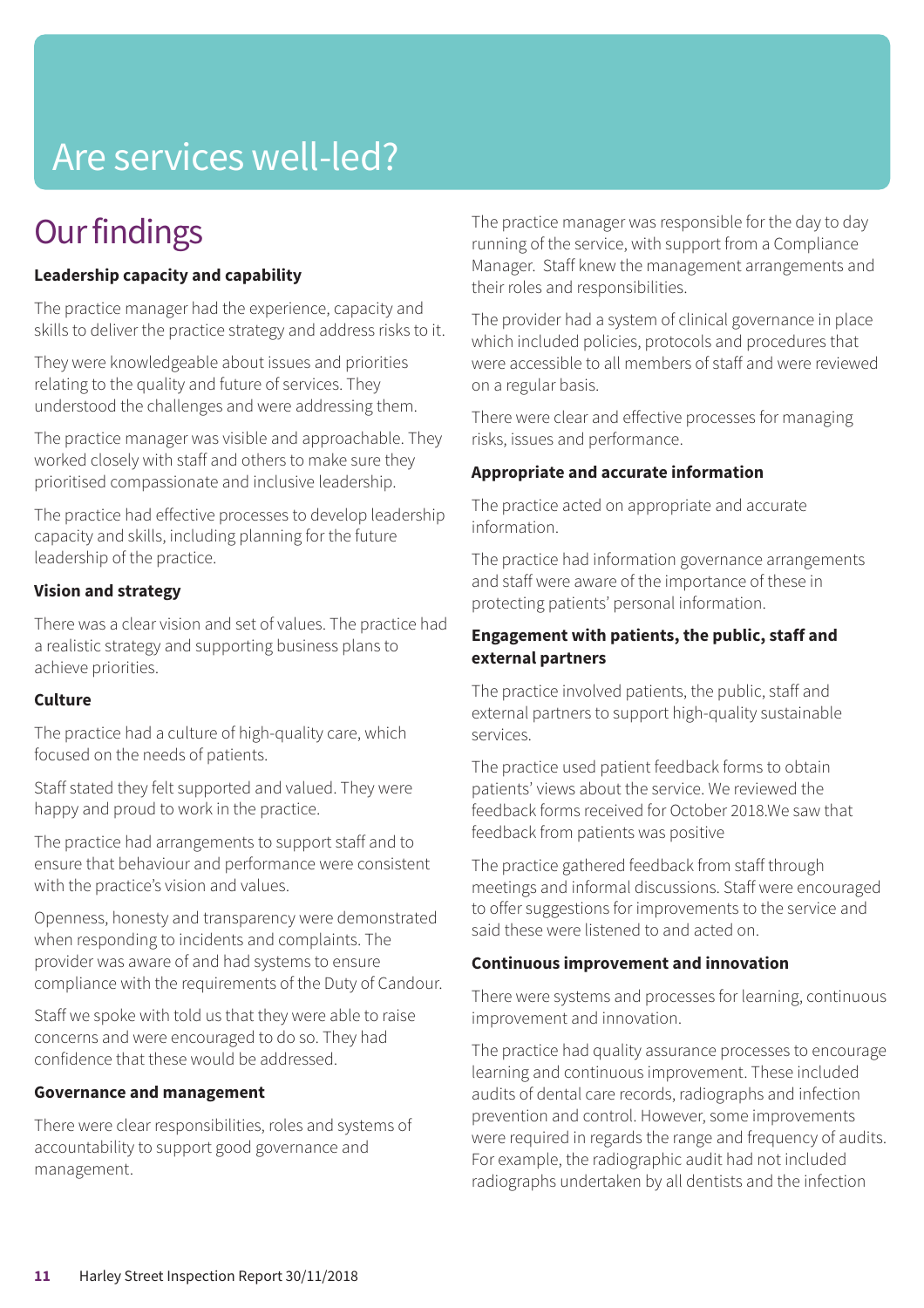# Are services well-led?

## Our findings

**Leadership capacity and capability**

The practice manager had the experience, capacity and skills to deliver the practice strategy and address risks to it.

They were knowledgeable about issues and priorities relating to the quality and future of services. They understood the challenges and were addressing them.

The practice manager was visible and approachable. They worked closely with staff and others to make sure they prioritised compassionate and inclusive leadership.

The practice had effective processes to develop leadership capacity and skills, including planning for the future leadership of the practice.

**Vision and strategy**

There was a clear vision and set of values. The practice had a realistic strategy and supporting business plans to achieve priorities.

**Culture**

The practice had a culture of high-quality care, which focused on the needs of patients.

Staff stated they felt supported and valued. They were happy and proud to work in the practice.

The practice had arrangements to support staff and to ensure that behaviour and performance were consistent with the practice's vision and values.

Openness, honesty and transparency were demonstrated when responding to incidents and complaints. The provider was aware of and had systems to ensure compliance with the requirements of the Duty of Candour.

Staff we spoke with told us that they were able to raise concerns and were encouraged to do so. They had confidence that these would be addressed.

**Governance and management**

There were clear responsibilities, roles and systems of accountability to support good governance and management.

The practice manager was responsible for the day to day running of the service, with support from a Compliance Manager. Staff knew the management arrangements and their roles and responsibilities.

The provider had a system of clinical governance in place which included policies, protocols and procedures that were accessible to all members of staff and were reviewed on a regular basis.

There were clear and effective processes for managing risks, issues and performance.

**Appropriate and accurate information**

The practice acted on appropriate and accurate information.

The practice had information governance arrangements and staff were aware of the importance of these in protecting patients' personal information.

**Engagement with patients, the public, staff and external partners**

The practice involved patients, the public, staff and external partners to support high-quality sustainable services.

The practice used patient feedback forms to obtain patients' views about the service. We reviewed the feedback forms received for October 2018.We saw that feedback from patients was positive

The practice gathered feedback from staff through meetings and informal discussions. Staff were encouraged to offer suggestions for improvements to the service and said these were listened to and acted on.

**Continuous improvement and innovation**

There were systems and processes for learning, continuous improvement and innovation.

The practice had quality assurance processes to encourage learning and continuous improvement. These included audits of dental care records, radiographs and infection prevention and control. However, some improvements were required in regards the range and frequency of audits. For example, the radiographic audit had not included radiographs undertaken by all dentists and the infection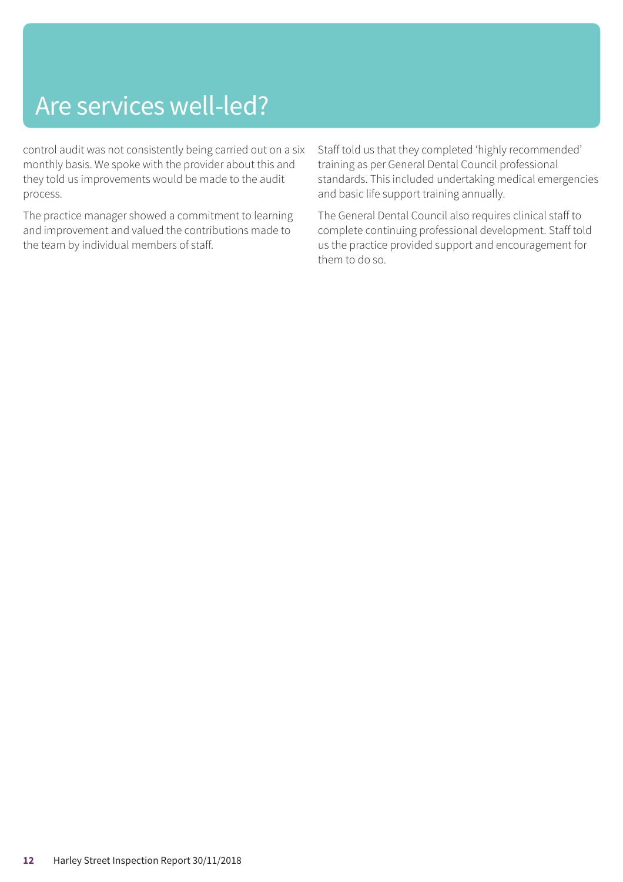# Are services well-led?

control audit was not consistently being carried out on a six monthly basis. We spoke with the provider about this and they told us improvements would be made to the audit process.

The practice manager showed a commitment to learning and improvement and valued the contributions made to the team by individual members of staff.

Staff told us that they completed 'highly recommended' training as per General Dental Council professional standards. This included undertaking medical emergencies and basic life support training annually.

The General Dental Council also requires clinical staff to complete continuing professional development. Staff told us the practice provided support and encouragement for them to do so.